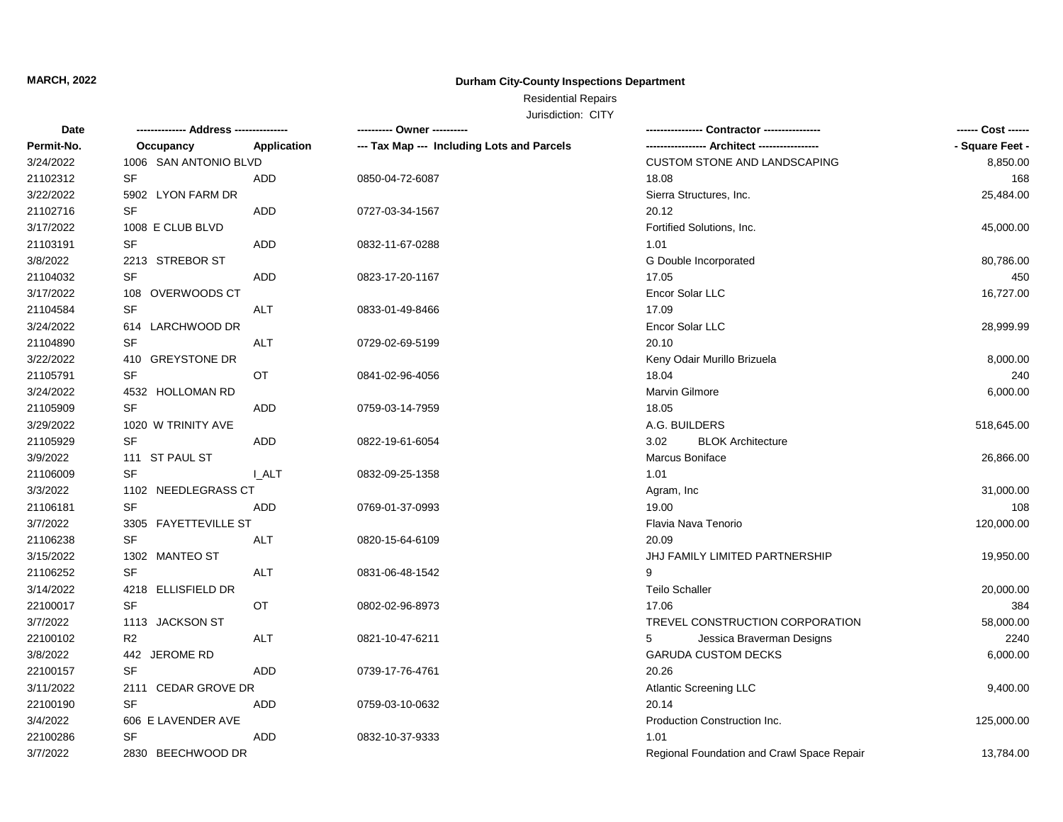**MARCH, 2022**

# Durham City-County Inspections Department

Residential Repairs

Jurisdiction: CITY

| Date | ------------- Address --------------- | | ---------- Owner ---------- | ---------------- Contractor ---------------- | ------ Cost ------ |
|---|---|---|---|---|---|
| Permit-No. | Occupancy | Application | --- Tax Map --- Including Lots and Parcels | ----------------- Architect ----------------- | - Square Feet - |
| 3/24/2022 | 1006 SAN ANTONIO BLVD | | | CUSTOM STONE AND LANDSCAPING | 8,850.00 |
| 21102312 | SF | ADD | 0850-04-72-6087 | 18.08 | 168 |
| 3/22/2022 | 5902 LYON FARM DR | | | Sierra Structures, Inc. | 25,484.00 |
| 21102716 | SF | ADD | 0727-03-34-1567 | 20.12 | |
| 3/17/2022 | 1008 E CLUB BLVD | | | Fortified Solutions, Inc. | 45,000.00 |
| 21103191 | SF | ADD | 0832-11-67-0288 | 1.01 | |
| 3/8/2022 | 2213 STREBOR ST | | | G Double Incorporated | 80,786.00 |
| 21104032 | SF | ADD | 0823-17-20-1167 | 17.05 | 450 |
| 3/17/2022 | 108 OVERWOODS CT | | | Encor Solar LLC | 16,727.00 |
| 21104584 | SF | ALT | 0833-01-49-8466 | 17.09 | |
| 3/24/2022 | 614 LARCHWOOD DR | | | Encor Solar LLC | 28,999.99 |
| 21104890 | SF | ALT | 0729-02-69-5199 | 20.10 | |
| 3/22/2022 | 410 GREYSTONE DR | | | Keny Odair Murillo Brizuela | 8,000.00 |
| 21105791 | SF | OT | 0841-02-96-4056 | 18.04 | 240 |
| 3/24/2022 | 4532 HOLLOMAN RD | | | Marvin Gilmore | 6,000.00 |
| 21105909 | SF | ADD | 0759-03-14-7959 | 18.05 | |
| 3/29/2022 | 1020 W TRINITY AVE | | | A.G. BUILDERS | 518,645.00 |
| 21105929 | SF | ADD | 0822-19-61-6054 | 3.02 BLOK Architecture | |
| 3/9/2022 | 111 ST PAUL ST | | | Marcus Boniface | 26,866.00 |
| 21106009 | SF | I_ALT | 0832-09-25-1358 | 1.01 | |
| 3/3/2022 | 1102 NEEDLEGRASS CT | | | Agram, Inc | 31,000.00 |
| 21106181 | SF | ADD | 0769-01-37-0993 | 19.00 | 108 |
| 3/7/2022 | 3305 FAYETTEVILLE ST | | | Flavia Nava Tenorio | 120,000.00 |
| 21106238 | SF | ALT | 0820-15-64-6109 | 20.09 | |
| 3/15/2022 | 1302 MANTEO ST | | | JHJ FAMILY LIMITED PARTNERSHIP | 19,950.00 |
| 21106252 | SF | ALT | 0831-06-48-1542 | 9 | |
| 3/14/2022 | 4218 ELLISFIELD DR | | | Teilo Schaller | 20,000.00 |
| 22100017 | SF | OT | 0802-02-96-8973 | 17.06 | 384 |
| 3/7/2022 | 1113 JACKSON ST | | | TREVEL CONSTRUCTION CORPORATION | 58,000.00 |
| 22100102 | R2 | ALT | 0821-10-47-6211 | 5 Jessica Braverman Designs | 2240 |
| 3/8/2022 | 442 JEROME RD | | | GARUDA CUSTOM DECKS | 6,000.00 |
| 22100157 | SF | ADD | 0739-17-76-4761 | 20.26 | |
| 3/11/2022 | 2111 CEDAR GROVE DR | | | Atlantic Screening LLC | 9,400.00 |
| 22100190 | SF | ADD | 0759-03-10-0632 | 20.14 | |
| 3/4/2022 | 606 E LAVENDER AVE | | | Production Construction Inc. | 125,000.00 |
| 22100286 | SF | ADD | 0832-10-37-9333 | 1.01 | |
| 3/7/2022 | 2830 BEECHWOOD DR | | | Regional Foundation and Crawl Space Repair | 13,784.00 |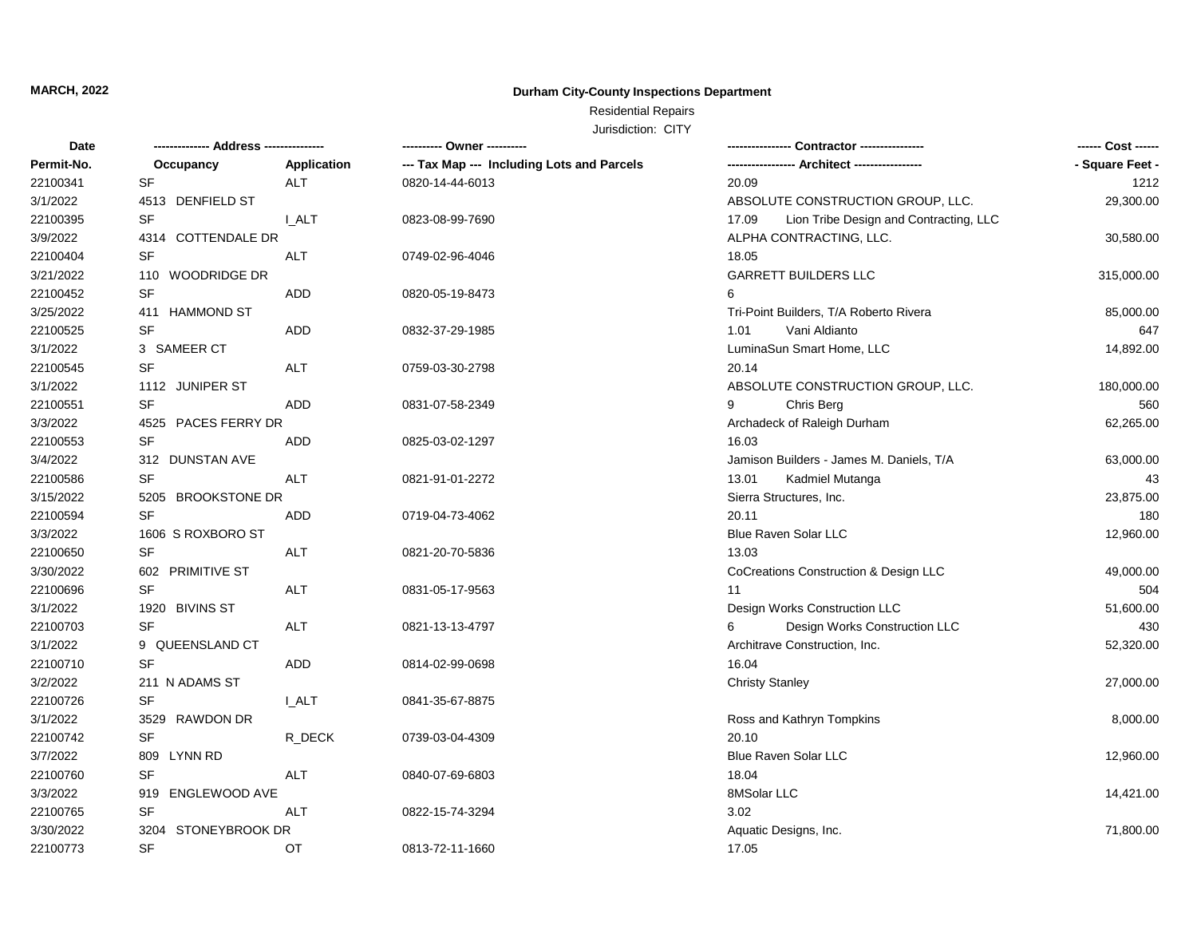**MARCH, 2022**

## Durham City-County Inspections Department

Residential Repairs

Jurisdiction: CITY

| Date / Permit-No. | Address / Occupancy | Application | Owner / Tax Map --- Including Lots and Parcels | Contractor / Architect | Cost / Square Feet |
|---|---|---|---|---|---|
| 22100341 | SF | ALT | 0820-14-44-6013 | 20.09 | 1212 |
| 3/1/2022 | 4513 DENFIELD ST | | | ABSOLUTE CONSTRUCTION GROUP, LLC. | 29,300.00 |
| 22100395 | SF | I_ALT | 0823-08-99-7690 | 17.09 Lion Tribe Design and Contracting, LLC | |
| 3/9/2022 | 4314 COTTENDALE DR | | | ALPHA CONTRACTING, LLC. | 30,580.00 |
| 22100404 | SF | ALT | 0749-02-96-4046 | 18.05 | |
| 3/21/2022 | 110 WOODRIDGE DR | | | GARRETT BUILDERS LLC | 315,000.00 |
| 22100452 | SF | ADD | 0820-05-19-8473 | 6 | |
| 3/25/2022 | 411 HAMMOND ST | | | Tri-Point Builders, T/A Roberto Rivera | 85,000.00 |
| 22100525 | SF | ADD | 0832-37-29-1985 | 1.01 Vani Aldianto | 647 |
| 3/1/2022 | 3 SAMEER CT | | | LuminaSun Smart Home, LLC | 14,892.00 |
| 22100545 | SF | ALT | 0759-03-30-2798 | 20.14 | |
| 3/1/2022 | 1112 JUNIPER ST | | | ABSOLUTE CONSTRUCTION GROUP, LLC. | 180,000.00 |
| 22100551 | SF | ADD | 0831-07-58-2349 | 9 Chris Berg | 560 |
| 3/3/2022 | 4525 PACES FERRY DR | | | Archadeck of Raleigh Durham | 62,265.00 |
| 22100553 | SF | ADD | 0825-03-02-1297 | 16.03 | |
| 3/4/2022 | 312 DUNSTAN AVE | | | Jamison Builders - James M. Daniels, T/A | 63,000.00 |
| 22100586 | SF | ALT | 0821-91-01-2272 | 13.01 Kadmiel Mutanga | 43 |
| 3/15/2022 | 5205 BROOKSTONE DR | | | Sierra Structures, Inc. | 23,875.00 |
| 22100594 | SF | ADD | 0719-04-73-4062 | 20.11 | 180 |
| 3/3/2022 | 1606 S ROXBORO ST | | | Blue Raven Solar LLC | 12,960.00 |
| 22100650 | SF | ALT | 0821-20-70-5836 | 13.03 | |
| 3/30/2022 | 602 PRIMITIVE ST | | | CoCreations Construction & Design LLC | 49,000.00 |
| 22100696 | SF | ALT | 0831-05-17-9563 | 11 | 504 |
| 3/1/2022 | 1920 BIVINS ST | | | Design Works Construction LLC | 51,600.00 |
| 22100703 | SF | ALT | 0821-13-13-4797 | 6 Design Works Construction LLC | 430 |
| 3/1/2022 | 9 QUEENSLAND CT | | | Architrave Construction, Inc. | 52,320.00 |
| 22100710 | SF | ADD | 0814-02-99-0698 | 16.04 | |
| 3/2/2022 | 211 N ADAMS ST | | | Christy Stanley | 27,000.00 |
| 22100726 | SF | I_ALT | 0841-35-67-8875 | | |
| 3/1/2022 | 3529 RAWDON DR | | | Ross and Kathryn Tompkins | 8,000.00 |
| 22100742 | SF | R_DECK | 0739-03-04-4309 | 20.10 | |
| 3/7/2022 | 809 LYNN RD | | | Blue Raven Solar LLC | 12,960.00 |
| 22100760 | SF | ALT | 0840-07-69-6803 | 18.04 | |
| 3/3/2022 | 919 ENGLEWOOD AVE | | | 8MSolar LLC | 14,421.00 |
| 22100765 | SF | ALT | 0822-15-74-3294 | 3.02 | |
| 3/30/2022 | 3204 STONEYBROOK DR | | | Aquatic Designs, Inc. | 71,800.00 |
| 22100773 | SF | OT | 0813-72-11-1660 | 17.05 | |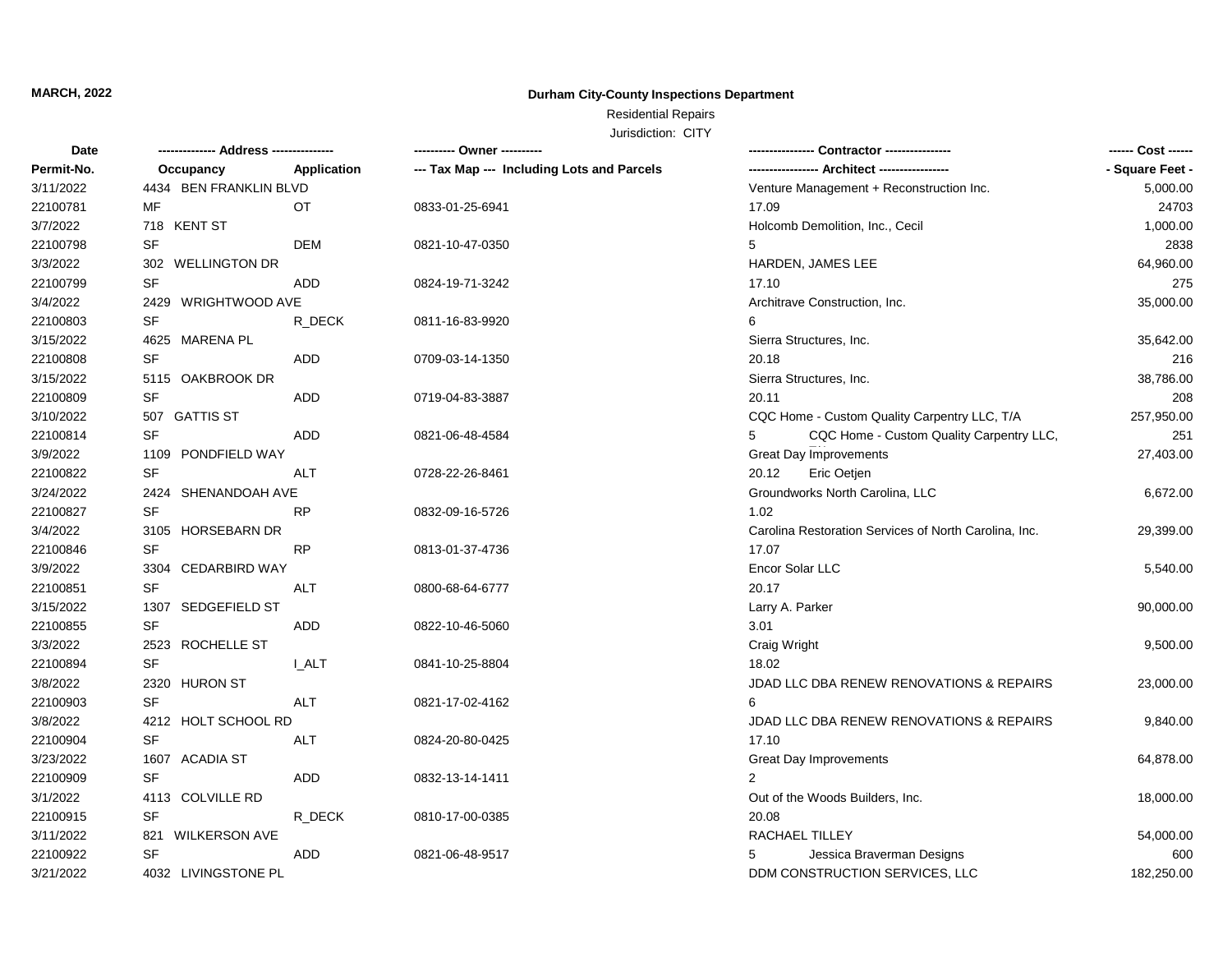**MARCH, 2022**

**Durham City-County Inspections Department**

Residential Repairs

Jurisdiction: CITY

| Date | ------------- Address -------------- | | ---------- Owner ---------- | ---------------- Contractor ---------------- | ------ Cost ------ |
|---|---|---|---|---|---|
| Permit-No. | Occupancy | Application | --- Tax Map --- Including Lots and Parcels | ----------------- Architect ----------------- | - Square Feet - |
| 3/11/2022 | 4434 BEN FRANKLIN BLVD | | | Venture Management + Reconstruction Inc. | 5,000.00 |
| 22100781 | MF | OT | 0833-01-25-6941 | 17.09 | 24703 |
| 3/7/2022 | 718 KENT ST | | | Holcomb Demolition, Inc., Cecil | 1,000.00 |
| 22100798 | SF | DEM | 0821-10-47-0350 | 5 | 2838 |
| 3/3/2022 | 302 WELLINGTON DR | | | HARDEN, JAMES LEE | 64,960.00 |
| 22100799 | SF | ADD | 0824-19-71-3242 | 17.10 | 275 |
| 3/4/2022 | 2429 WRIGHTWOOD AVE | | | Architrave Construction, Inc. | 35,000.00 |
| 22100803 | SF | R_DECK | 0811-16-83-9920 | 6 | |
| 3/15/2022 | 4625 MARENA PL | | | Sierra Structures, Inc. | 35,642.00 |
| 22100808 | SF | ADD | 0709-03-14-1350 | 20.18 | 216 |
| 3/15/2022 | 5115 OAKBROOK DR | | | Sierra Structures, Inc. | 38,786.00 |
| 22100809 | SF | ADD | 0719-04-83-3887 | 20.11 | 208 |
| 3/10/2022 | 507 GATTIS ST | | | CQC Home - Custom Quality Carpentry LLC, T/A | 257,950.00 |
| 22100814 | SF | ADD | 0821-06-48-4584 | 5 CQC Home - Custom Quality Carpentry LLC, | 251 |
| 3/9/2022 | 1109 PONDFIELD WAY | | | Great Day Improvements | 27,403.00 |
| 22100822 | SF | ALT | 0728-22-26-8461 | 20.12 Eric Oetjen | |
| 3/24/2022 | 2424 SHENANDOAH AVE | | | Groundworks North Carolina, LLC | 6,672.00 |
| 22100827 | SF | RP | 0832-09-16-5726 | 1.02 | |
| 3/4/2022 | 3105 HORSEBARN DR | | | Carolina Restoration Services of North Carolina, Inc. | 29,399.00 |
| 22100846 | SF | RP | 0813-01-37-4736 | 17.07 | |
| 3/9/2022 | 3304 CEDARBIRD WAY | | | Encor Solar LLC | 5,540.00 |
| 22100851 | SF | ALT | 0800-68-64-6777 | 20.17 | |
| 3/15/2022 | 1307 SEDGEFIELD ST | | | Larry A. Parker | 90,000.00 |
| 22100855 | SF | ADD | 0822-10-46-5060 | 3.01 | |
| 3/3/2022 | 2523 ROCHELLE ST | | | Craig Wright | 9,500.00 |
| 22100894 | SF | I_ALT | 0841-10-25-8804 | 18.02 | |
| 3/8/2022 | 2320 HURON ST | | | JDAD LLC DBA RENEW RENOVATIONS & REPAIRS | 23,000.00 |
| 22100903 | SF | ALT | 0821-17-02-4162 | 6 | |
| 3/8/2022 | 4212 HOLT SCHOOL RD | | | JDAD LLC DBA RENEW RENOVATIONS & REPAIRS | 9,840.00 |
| 22100904 | SF | ALT | 0824-20-80-0425 | 17.10 | |
| 3/23/2022 | 1607 ACADIA ST | | | Great Day Improvements | 64,878.00 |
| 22100909 | SF | ADD | 0832-13-14-1411 | 2 | |
| 3/1/2022 | 4113 COLVILLE RD | | | Out of the Woods Builders, Inc. | 18,000.00 |
| 22100915 | SF | R_DECK | 0810-17-00-0385 | 20.08 | |
| 3/11/2022 | 821 WILKERSON AVE | | | RACHAEL TILLEY | 54,000.00 |
| 22100922 | SF | ADD | 0821-06-48-9517 | 5 Jessica Braverman Designs | 600 |
| 3/21/2022 | 4032 LIVINGSTONE PL | | | DDM CONSTRUCTION SERVICES, LLC | 182,250.00 |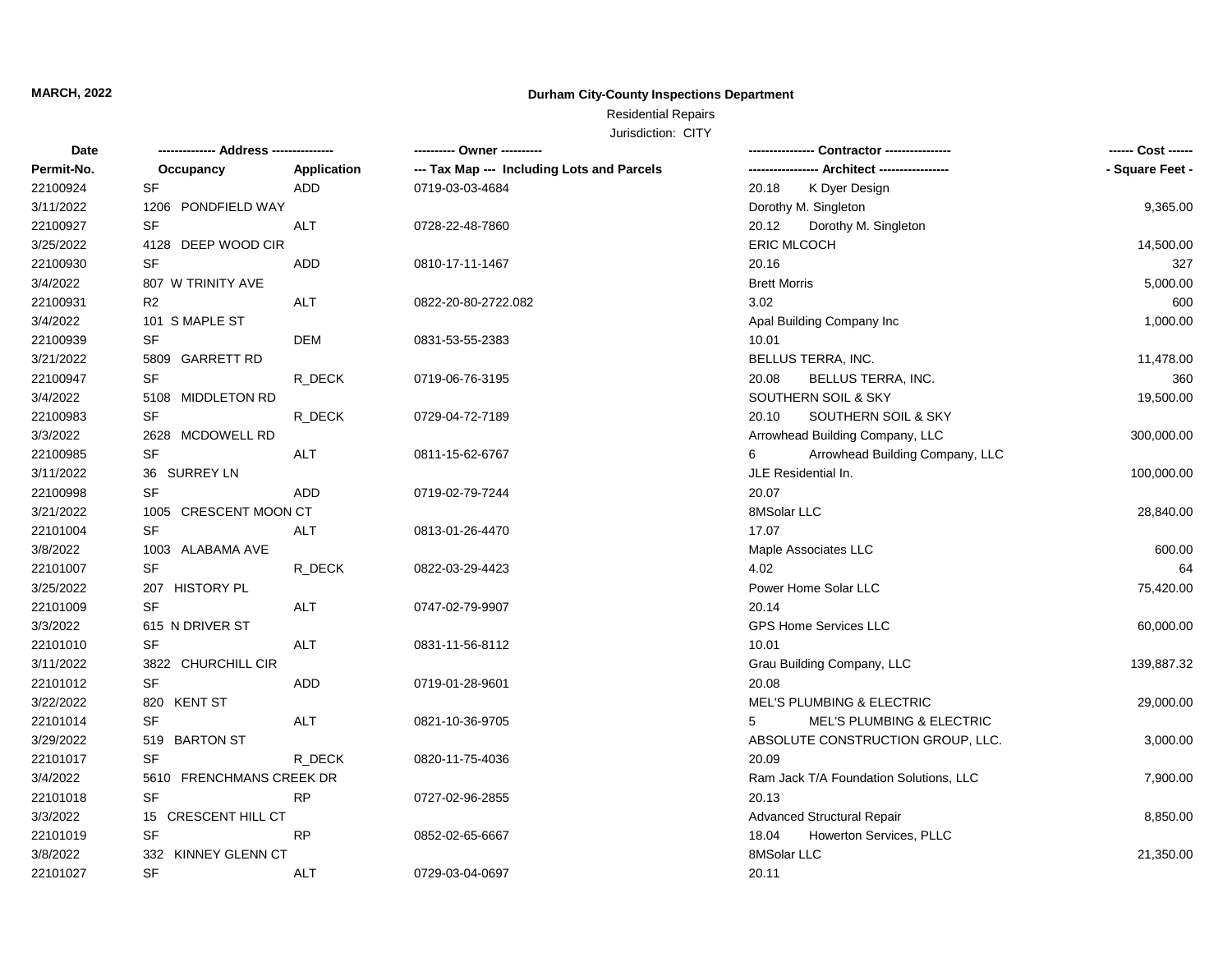**MARCH, 2022**

## Durham City-County Inspections Department

Residential Repairs

Jurisdiction: CITY

| Date<br>Permit-No. | ------------- Address --------------<br>Occupancy | <br>Application | ---------- Owner ----------<br>--- Tax Map --- Including Lots and Parcels | ---------------- Contractor ----------------<br>----------------- Architect ----------------- | ------ Cost ------<br>- Square Feet - |
|---|---|---|---|---|---|
| 22100924 | SF | ADD | 0719-03-03-4684 | 20.18 K Dyer Design | |
| 3/11/2022 | 1206 PONDFIELD WAY | | | Dorothy M. Singleton | 9,365.00 |
| 22100927 | SF | ALT | 0728-22-48-7860 | 20.12 Dorothy M. Singleton | |
| 3/25/2022 | 4128 DEEP WOOD CIR | | | ERIC MLCOCH | 14,500.00 |
| 22100930 | SF | ADD | 0810-17-11-1467 | 20.16 | 327 |
| 3/4/2022 | 807 W TRINITY AVE | | | Brett Morris | 5,000.00 |
| 22100931 | R2 | ALT | 0822-20-80-2722.082 | 3.02 | 600 |
| 3/4/2022 | 101 S MAPLE ST | | | Apal Building Company Inc | 1,000.00 |
| 22100939 | SF | DEM | 0831-53-55-2383 | 10.01 | |
| 3/21/2022 | 5809 GARRETT RD | | | BELLUS TERRA, INC. | 11,478.00 |
| 22100947 | SF | R_DECK | 0719-06-76-3195 | 20.08 BELLUS TERRA, INC. | 360 |
| 3/4/2022 | 5108 MIDDLETON RD | | | SOUTHERN SOIL & SKY | 19,500.00 |
| 22100983 | SF | R_DECK | 0729-04-72-7189 | 20.10 SOUTHERN SOIL & SKY | |
| 3/3/2022 | 2628 MCDOWELL RD | | | Arrowhead Building Company, LLC | 300,000.00 |
| 22100985 | SF | ALT | 0811-15-62-6767 | 6 Arrowhead Building Company, LLC | |
| 3/11/2022 | 36 SURREY LN | | | JLE Residential In. | 100,000.00 |
| 22100998 | SF | ADD | 0719-02-79-7244 | 20.07 | |
| 3/21/2022 | 1005 CRESCENT MOON CT | | | 8MSolar LLC | 28,840.00 |
| 22101004 | SF | ALT | 0813-01-26-4470 | 17.07 | |
| 3/8/2022 | 1003 ALABAMA AVE | | | Maple Associates LLC | 600.00 |
| 22101007 | SF | R_DECK | 0822-03-29-4423 | 4.02 | 64 |
| 3/25/2022 | 207 HISTORY PL | | | Power Home Solar LLC | 75,420.00 |
| 22101009 | SF | ALT | 0747-02-79-9907 | 20.14 | |
| 3/3/2022 | 615 N DRIVER ST | | | GPS Home Services LLC | 60,000.00 |
| 22101010 | SF | ALT | 0831-11-56-8112 | 10.01 | |
| 3/11/2022 | 3822 CHURCHILL CIR | | | Grau Building Company, LLC | 139,887.32 |
| 22101012 | SF | ADD | 0719-01-28-9601 | 20.08 | |
| 3/22/2022 | 820 KENT ST | | | MEL'S PLUMBING & ELECTRIC | 29,000.00 |
| 22101014 | SF | ALT | 0821-10-36-9705 | 5 MEL'S PLUMBING & ELECTRIC | |
| 3/29/2022 | 519 BARTON ST | | | ABSOLUTE CONSTRUCTION GROUP, LLC. | 3,000.00 |
| 22101017 | SF | R_DECK | 0820-11-75-4036 | 20.09 | |
| 3/4/2022 | 5610 FRENCHMANS CREEK DR | | | Ram Jack T/A Foundation Solutions, LLC | 7,900.00 |
| 22101018 | SF | RP | 0727-02-96-2855 | 20.13 | |
| 3/3/2022 | 15 CRESCENT HILL CT | | | Advanced Structural Repair | 8,850.00 |
| 22101019 | SF | RP | 0852-02-65-6667 | 18.04 Howerton Services, PLLC | |
| 3/8/2022 | 332 KINNEY GLENN CT | | | 8MSolar LLC | 21,350.00 |
| 22101027 | SF | ALT | 0729-03-04-0697 | 20.11 | |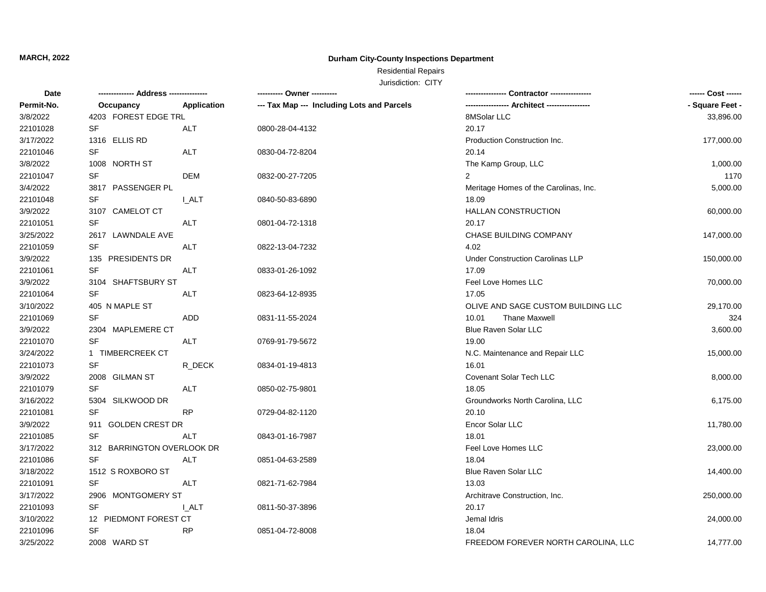**MARCH, 2022**

**Durham City-County Inspections Department**

Residential Repairs

Jurisdiction: CITY

| Date | ------------- Address -------------- | | ---------- Owner ---------- | --------------- Contractor --------------- | ------ Cost ------ |
|---|---|---|---|---|---|
| Permit-No. | Occupancy | Application | --- Tax Map --- Including Lots and Parcels | ---------------- Architect ---------------- | - Square Feet - |
| 3/8/2022 | 4203 FOREST EDGE TRL | | | 8MSolar LLC | 33,896.00 |
| 22101028 | SF | ALT | 0800-28-04-4132 | 20.17 | |
| 3/17/2022 | 1316 ELLIS RD | | | Production Construction Inc. | 177,000.00 |
| 22101046 | SF | ALT | 0830-04-72-8204 | 20.14 | |
| 3/8/2022 | 1008 NORTH ST | | | The Kamp Group, LLC | 1,000.00 |
| 22101047 | SF | DEM | 0832-00-27-7205 | 2 | 1170 |
| 3/4/2022 | 3817 PASSENGER PL | | | Meritage Homes of the Carolinas, Inc. | 5,000.00 |
| 22101048 | SF | I_ALT | 0840-50-83-6890 | 18.09 | |
| 3/9/2022 | 3107 CAMELOT CT | | | HALLAN CONSTRUCTION | 60,000.00 |
| 22101051 | SF | ALT | 0801-04-72-1318 | 20.17 | |
| 3/25/2022 | 2617 LAWNDALE AVE | | | CHASE BUILDING COMPANY | 147,000.00 |
| 22101059 | SF | ALT | 0822-13-04-7232 | 4.02 | |
| 3/9/2022 | 135 PRESIDENTS DR | | | Under Construction Carolinas LLP | 150,000.00 |
| 22101061 | SF | ALT | 0833-01-26-1092 | 17.09 | |
| 3/9/2022 | 3104 SHAFTSBURY ST | | | Feel Love Homes LLC | 70,000.00 |
| 22101064 | SF | ALT | 0823-64-12-8935 | 17.05 | |
| 3/10/2022 | 405 N MAPLE ST | | | OLIVE AND SAGE CUSTOM BUILDING LLC | 29,170.00 |
| 22101069 | SF | ADD | 0831-11-55-2024 | 10.01 Thane Maxwell | 324 |
| 3/9/2022 | 2304 MAPLEMERE CT | | | Blue Raven Solar LLC | 3,600.00 |
| 22101070 | SF | ALT | 0769-91-79-5672 | 19.00 | |
| 3/24/2022 | 1 TIMBERCREEK CT | | | N.C. Maintenance and Repair LLC | 15,000.00 |
| 22101073 | SF | R_DECK | 0834-01-19-4813 | 16.01 | |
| 3/9/2022 | 2008 GILMAN ST | | | Covenant Solar Tech LLC | 8,000.00 |
| 22101079 | SF | ALT | 0850-02-75-9801 | 18.05 | |
| 3/16/2022 | 5304 SILKWOOD DR | | | Groundworks North Carolina, LLC | 6,175.00 |
| 22101081 | SF | RP | 0729-04-82-1120 | 20.10 | |
| 3/9/2022 | 911 GOLDEN CREST DR | | | Encor Solar LLC | 11,780.00 |
| 22101085 | SF | ALT | 0843-01-16-7987 | 18.01 | |
| 3/17/2022 | 312 BARRINGTON OVERLOOK DR | | | Feel Love Homes LLC | 23,000.00 |
| 22101086 | SF | ALT | 0851-04-63-2589 | 18.04 | |
| 3/18/2022 | 1512 S ROXBORO ST | | | Blue Raven Solar LLC | 14,400.00 |
| 22101091 | SF | ALT | 0821-71-62-7984 | 13.03 | |
| 3/17/2022 | 2906 MONTGOMERY ST | | | Architrave Construction, Inc. | 250,000.00 |
| 22101093 | SF | I_ALT | 0811-50-37-3896 | 20.17 | |
| 3/10/2022 | 12 PIEDMONT FOREST CT | | | Jemal Idris | 24,000.00 |
| 22101096 | SF | RP | 0851-04-72-8008 | 18.04 | |
| 3/25/2022 | 2008 WARD ST | | | FREEDOM FOREVER NORTH CAROLINA, LLC | 14,777.00 |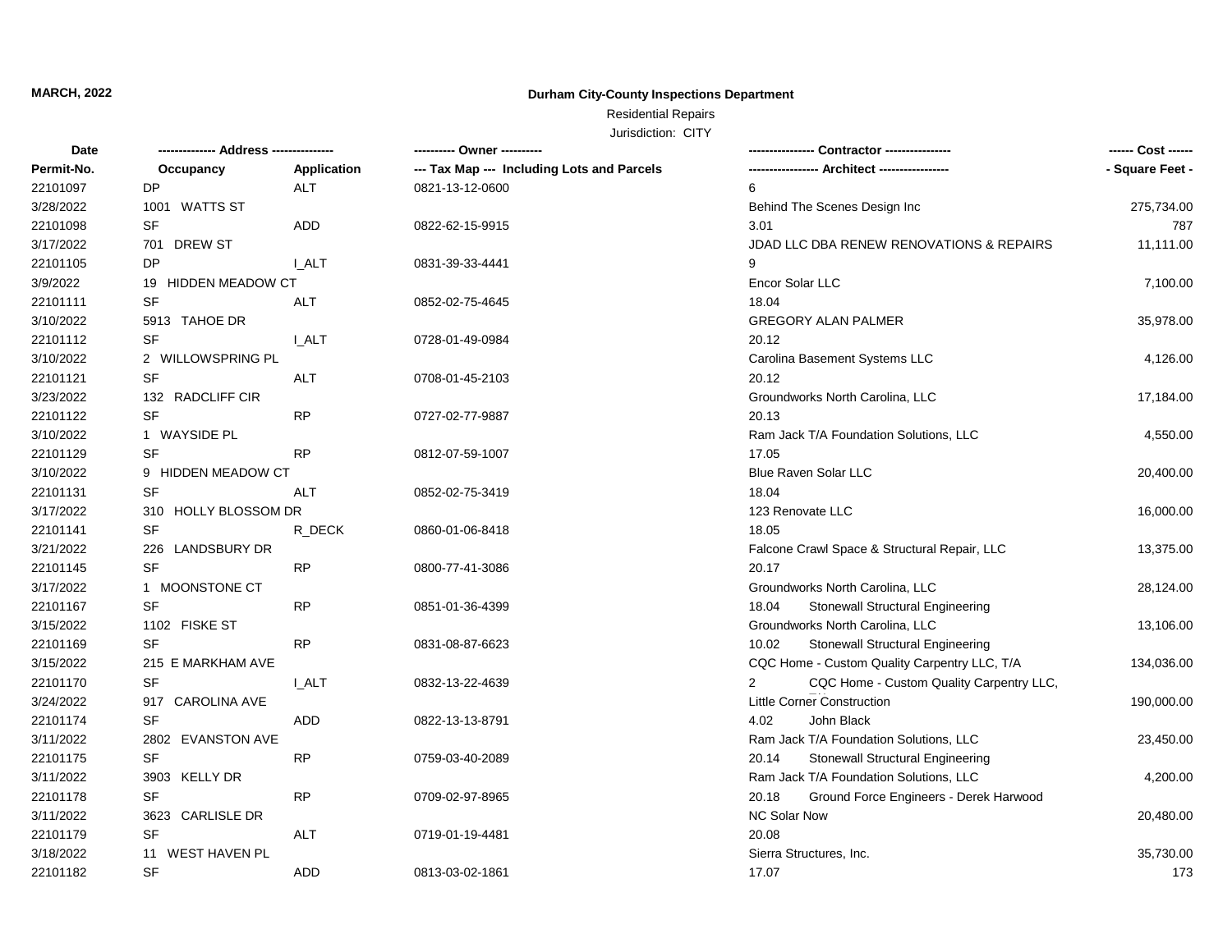**MARCH, 2022**

**Durham City-County Inspections Department**

Residential Repairs

Jurisdiction: CITY

| Date | ------------- Address -------------- | | ---------- Owner ---------- | ---------------- Contractor ---------------- | | ------ Cost ------ |
|---|---|---|---|---|---|---|
| Permit-No. | Occupancy | Application | --- Tax Map --- Including Lots and Parcels | ----------------- Architect ----------------- | | - Square Feet - |
| 22101097 | DP | ALT | 0821-13-12-0600 | 6 | | |
| 3/28/2022 | 1001 WATTS ST | | | Behind The Scenes Design Inc | | 275,734.00 |
| 22101098 | SF | ADD | 0822-62-15-9915 | 3.01 | | 787 |
| 3/17/2022 | 701 DREW ST | | | JDAD LLC DBA RENEW RENOVATIONS & REPAIRS | | 11,111.00 |
| 22101105 | DP | I_ALT | 0831-39-33-4441 | 9 | | |
| 3/9/2022 | 19 HIDDEN MEADOW CT | | | Encor Solar LLC | | 7,100.00 |
| 22101111 | SF | ALT | 0852-02-75-4645 | 18.04 | | |
| 3/10/2022 | 5913 TAHOE DR | | | GREGORY ALAN PALMER | | 35,978.00 |
| 22101112 | SF | I_ALT | 0728-01-49-0984 | 20.12 | | |
| 3/10/2022 | 2 WILLOWSPRING PL | | | Carolina Basement Systems LLC | | 4,126.00 |
| 22101121 | SF | ALT | 0708-01-45-2103 | 20.12 | | |
| 3/23/2022 | 132 RADCLIFF CIR | | | Groundworks North Carolina, LLC | | 17,184.00 |
| 22101122 | SF | RP | 0727-02-77-9887 | 20.13 | | |
| 3/10/2022 | 1 WAYSIDE PL | | | Ram Jack T/A Foundation Solutions, LLC | | 4,550.00 |
| 22101129 | SF | RP | 0812-07-59-1007 | 17.05 | | |
| 3/10/2022 | 9 HIDDEN MEADOW CT | | | Blue Raven Solar LLC | | 20,400.00 |
| 22101131 | SF | ALT | 0852-02-75-3419 | 18.04 | | |
| 3/17/2022 | 310 HOLLY BLOSSOM DR | | | 123 Renovate LLC | | 16,000.00 |
| 22101141 | SF | R_DECK | 0860-01-06-8418 | 18.05 | | |
| 3/21/2022 | 226 LANDSBURY DR | | | Falcone Crawl Space & Structural Repair, LLC | | 13,375.00 |
| 22101145 | SF | RP | 0800-77-41-3086 | 20.17 | | |
| 3/17/2022 | 1 MOONSTONE CT | | | Groundworks North Carolina, LLC | | 28,124.00 |
| 22101167 | SF | RP | 0851-01-36-4399 | 18.04 | Stonewall Structural Engineering | |
| 3/15/2022 | 1102 FISKE ST | | | Groundworks North Carolina, LLC | | 13,106.00 |
| 22101169 | SF | RP | 0831-08-87-6623 | 10.02 | Stonewall Structural Engineering | |
| 3/15/2022 | 215 E MARKHAM AVE | | | CQC Home - Custom Quality Carpentry LLC, T/A | | 134,036.00 |
| 22101170 | SF | I_ALT | 0832-13-22-4639 | 2 | CQC Home - Custom Quality Carpentry LLC, | |
| 3/24/2022 | 917 CAROLINA AVE | | | Little Corner Construction | | 190,000.00 |
| 22101174 | SF | ADD | 0822-13-13-8791 | 4.02 | John Black | |
| 3/11/2022 | 2802 EVANSTON AVE | | | Ram Jack T/A Foundation Solutions, LLC | | 23,450.00 |
| 22101175 | SF | RP | 0759-03-40-2089 | 20.14 | Stonewall Structural Engineering | |
| 3/11/2022 | 3903 KELLY DR | | | Ram Jack T/A Foundation Solutions, LLC | | 4,200.00 |
| 22101178 | SF | RP | 0709-02-97-8965 | 20.18 | Ground Force Engineers - Derek Harwood | |
| 3/11/2022 | 3623 CARLISLE DR | | | NC Solar Now | | 20,480.00 |
| 22101179 | SF | ALT | 0719-01-19-4481 | 20.08 | | |
| 3/18/2022 | 11 WEST HAVEN PL | | | Sierra Structures, Inc. | | 35,730.00 |
| 22101182 | SF | ADD | 0813-03-02-1861 | 17.07 | | 173 |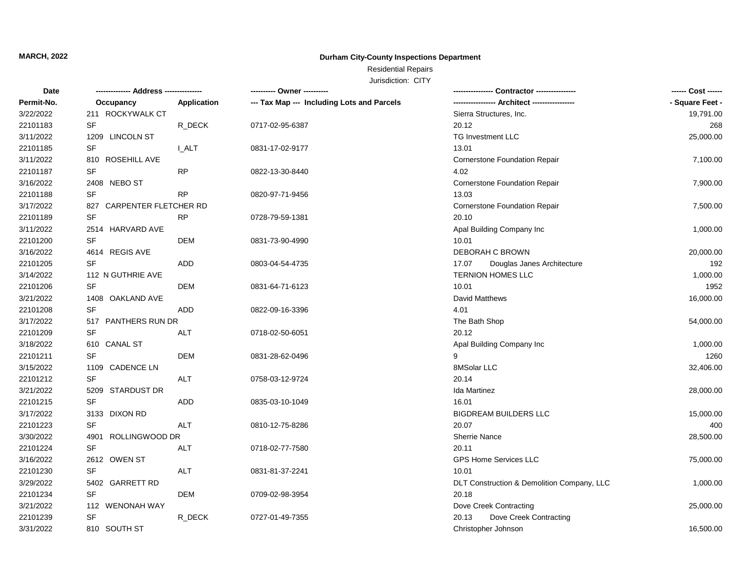**MARCH, 2022**

**Durham City-County Inspections Department**

Residential Repairs

Jurisdiction: CITY

| Date / Permit-No. | Address / Occupancy | Application | Owner / Tax Map --- Including Lots and Parcels | Contractor / Architect | Cost / Square Feet |
|---|---|---|---|---|---|
| 3/22/2022 | 211 ROCKYWALK CT | | | Sierra Structures, Inc. | 19,791.00 |
| 22101183 | SF | R_DECK | 0717-02-95-6387 | 20.12 | 268 |
| 3/11/2022 | 1209 LINCOLN ST | | | TG Investment LLC | 25,000.00 |
| 22101185 | SF | I_ALT | 0831-17-02-9177 | 13.01 | |
| 3/11/2022 | 810 ROSEHILL AVE | | | Cornerstone Foundation Repair | 7,100.00 |
| 22101187 | SF | RP | 0822-13-30-8440 | 4.02 | |
| 3/16/2022 | 2408 NEBO ST | | | Cornerstone Foundation Repair | 7,900.00 |
| 22101188 | SF | RP | 0820-97-71-9456 | 13.03 | |
| 3/17/2022 | 827 CARPENTER FLETCHER RD | | | Cornerstone Foundation Repair | 7,500.00 |
| 22101189 | SF | RP | 0728-79-59-1381 | 20.10 | |
| 3/11/2022 | 2514 HARVARD AVE | | | Apal Building Company Inc | 1,000.00 |
| 22101200 | SF | DEM | 0831-73-90-4990 | 10.01 | |
| 3/16/2022 | 4614 REGIS AVE | | | DEBORAH C BROWN | 20,000.00 |
| 22101205 | SF | ADD | 0803-04-54-4735 | 17.07 Douglas Janes Architecture | 192 |
| 3/14/2022 | 112 N GUTHRIE AVE | | | TERNION HOMES LLC | 1,000.00 |
| 22101206 | SF | DEM | 0831-64-71-6123 | 10.01 | 1952 |
| 3/21/2022 | 1408 OAKLAND AVE | | | David Matthews | 16,000.00 |
| 22101208 | SF | ADD | 0822-09-16-3396 | 4.01 | |
| 3/17/2022 | 517 PANTHERS RUN DR | | | The Bath Shop | 54,000.00 |
| 22101209 | SF | ALT | 0718-02-50-6051 | 20.12 | |
| 3/18/2022 | 610 CANAL ST | | | Apal Building Company Inc | 1,000.00 |
| 22101211 | SF | DEM | 0831-28-62-0496 | 9 | 1260 |
| 3/15/2022 | 1109 CADENCE LN | | | 8MSolar LLC | 32,406.00 |
| 22101212 | SF | ALT | 0758-03-12-9724 | 20.14 | |
| 3/21/2022 | 5209 STARDUST DR | | | Ida Martinez | 28,000.00 |
| 22101215 | SF | ADD | 0835-03-10-1049 | 16.01 | |
| 3/17/2022 | 3133 DIXON RD | | | BIGDREAM BUILDERS LLC | 15,000.00 |
| 22101223 | SF | ALT | 0810-12-75-8286 | 20.07 | 400 |
| 3/30/2022 | 4901 ROLLINGWOOD DR | | | Sherrie Nance | 28,500.00 |
| 22101224 | SF | ALT | 0718-02-77-7580 | 20.11 | |
| 3/16/2022 | 2612 OWEN ST | | | GPS Home Services LLC | 75,000.00 |
| 22101230 | SF | ALT | 0831-81-37-2241 | 10.01 | |
| 3/29/2022 | 5402 GARRETT RD | | | DLT Construction & Demolition Company, LLC | 1,000.00 |
| 22101234 | SF | DEM | 0709-02-98-3954 | 20.18 | |
| 3/21/2022 | 112 WENONAH WAY | | | Dove Creek Contracting | 25,000.00 |
| 22101239 | SF | R_DECK | 0727-01-49-7355 | 20.13 Dove Creek Contracting | |
| 3/31/2022 | 810 SOUTH ST | | | Christopher Johnson | 16,500.00 |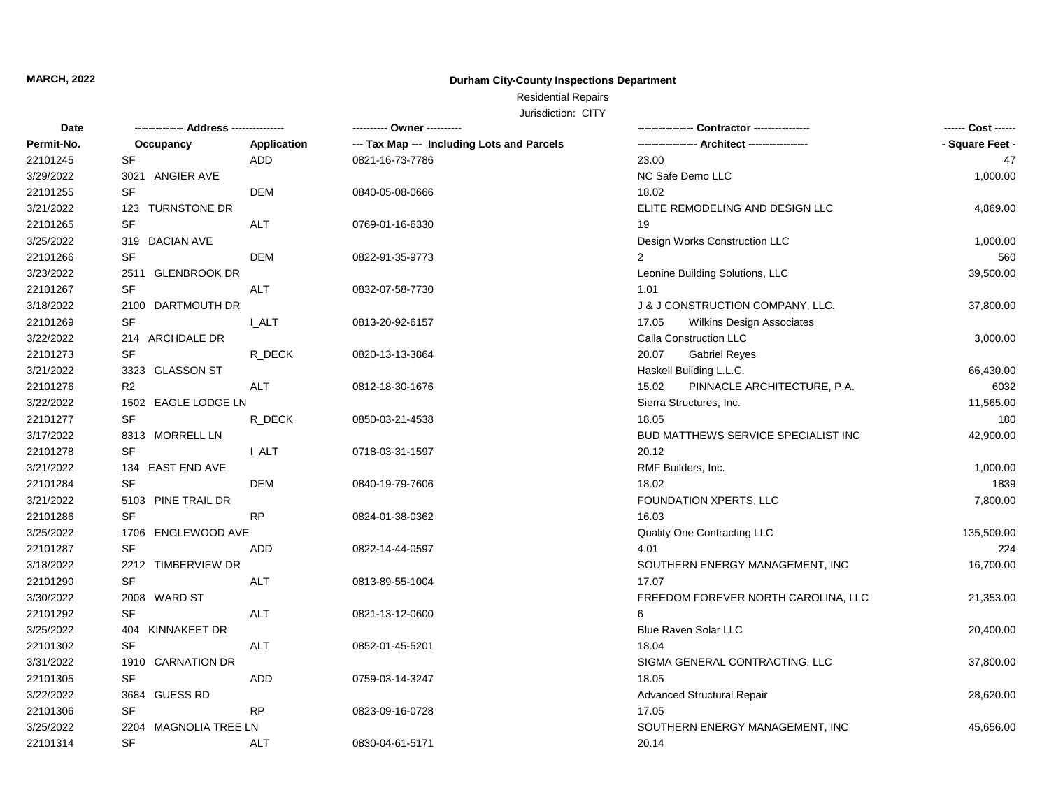**MARCH, 2022**

**Durham City-County Inspections Department**

Residential Repairs

Jurisdiction: CITY

| Date / Permit-No. | Address / Occupancy | Application | Owner / Tax Map --- Including Lots and Parcels | Contractor / Architect | Cost / Square Feet |
|---|---|---|---|---|---|
| 22101245 | SF | ADD | 0821-16-73-7786 | 23.00 | 47 |
| 3/29/2022 | 3021 ANGIER AVE | | | NC Safe Demo LLC | 1,000.00 |
| 22101255 | SF | DEM | 0840-05-08-0666 | 18.02 | |
| 3/21/2022 | 123 TURNSTONE DR | | | ELITE REMODELING AND DESIGN LLC | 4,869.00 |
| 22101265 | SF | ALT | 0769-01-16-6330 | 19 | |
| 3/25/2022 | 319 DACIAN AVE | | | Design Works Construction LLC | 1,000.00 |
| 22101266 | SF | DEM | 0822-91-35-9773 | 2 | 560 |
| 3/23/2022 | 2511 GLENBROOK DR | | | Leonine Building Solutions, LLC | 39,500.00 |
| 22101267 | SF | ALT | 0832-07-58-7730 | 1.01 | |
| 3/18/2022 | 2100 DARTMOUTH DR | | | J & J CONSTRUCTION COMPANY, LLC. | 37,800.00 |
| 22101269 | SF | I_ALT | 0813-20-92-6157 | 17.05 Wilkins Design Associates | |
| 3/22/2022 | 214 ARCHDALE DR | | | Calla Construction LLC | 3,000.00 |
| 22101273 | SF | R_DECK | 0820-13-13-3864 | 20.07 Gabriel Reyes | |
| 3/21/2022 | 3323 GLASSON ST | | | Haskell Building L.L.C. | 66,430.00 |
| 22101276 | R2 | ALT | 0812-18-30-1676 | 15.02 PINNACLE ARCHITECTURE, P.A. | 6032 |
| 3/22/2022 | 1502 EAGLE LODGE LN | | | Sierra Structures, Inc. | 11,565.00 |
| 22101277 | SF | R_DECK | 0850-03-21-4538 | 18.05 | 180 |
| 3/17/2022 | 8313 MORRELL LN | | | BUD MATTHEWS SERVICE SPECIALIST INC | 42,900.00 |
| 22101278 | SF | I_ALT | 0718-03-31-1597 | 20.12 | |
| 3/21/2022 | 134 EAST END AVE | | | RMF Builders, Inc. | 1,000.00 |
| 22101284 | SF | DEM | 0840-19-79-7606 | 18.02 | 1839 |
| 3/21/2022 | 5103 PINE TRAIL DR | | | FOUNDATION XPERTS, LLC | 7,800.00 |
| 22101286 | SF | RP | 0824-01-38-0362 | 16.03 | |
| 3/25/2022 | 1706 ENGLEWOOD AVE | | | Quality One Contracting LLC | 135,500.00 |
| 22101287 | SF | ADD | 0822-14-44-0597 | 4.01 | 224 |
| 3/18/2022 | 2212 TIMBERVIEW DR | | | SOUTHERN ENERGY MANAGEMENT, INC | 16,700.00 |
| 22101290 | SF | ALT | 0813-89-55-1004 | 17.07 | |
| 3/30/2022 | 2008 WARD ST | | | FREEDOM FOREVER NORTH CAROLINA, LLC | 21,353.00 |
| 22101292 | SF | ALT | 0821-13-12-0600 | 6 | |
| 3/25/2022 | 404 KINNAKEET DR | | | Blue Raven Solar LLC | 20,400.00 |
| 22101302 | SF | ALT | 0852-01-45-5201 | 18.04 | |
| 3/31/2022 | 1910 CARNATION DR | | | SIGMA GENERAL CONTRACTING, LLC | 37,800.00 |
| 22101305 | SF | ADD | 0759-03-14-3247 | 18.05 | |
| 3/22/2022 | 3684 GUESS RD | | | Advanced Structural Repair | 28,620.00 |
| 22101306 | SF | RP | 0823-09-16-0728 | 17.05 | |
| 3/25/2022 | 2204 MAGNOLIA TREE LN | | | SOUTHERN ENERGY MANAGEMENT, INC | 45,656.00 |
| 22101314 | SF | ALT | 0830-04-61-5171 | 20.14 | |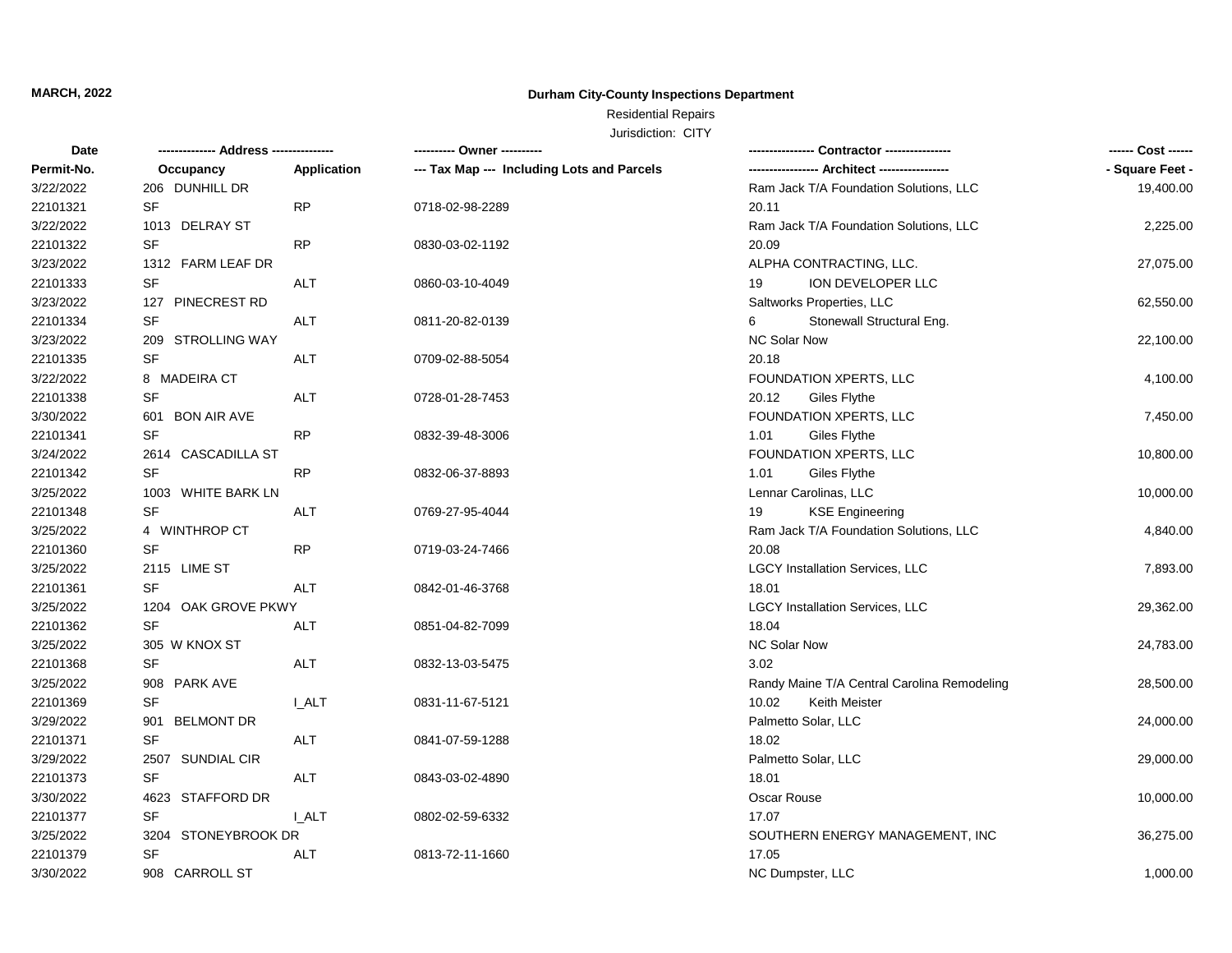**MARCH, 2022**

**Durham City-County Inspections Department**

Residential Repairs

Jurisdiction: CITY

| Date | ------------- Address -------------- | | ---------- Owner ---------- | ---------------- Contractor ---------------- | ------ Cost ------ |
|---|---|---|---|---|---|
| Permit-No. | Occupancy | Application | --- Tax Map --- Including Lots and Parcels | ----------------- Architect ----------------- | - Square Feet - |
| 3/22/2022 | 206 DUNHILL DR | | | Ram Jack T/A Foundation Solutions, LLC | 19,400.00 |
| 22101321 | SF | RP | 0718-02-98-2289 | 20.11 | |
| 3/22/2022 | 1013 DELRAY ST | | | Ram Jack T/A Foundation Solutions, LLC | 2,225.00 |
| 22101322 | SF | RP | 0830-03-02-1192 | 20.09 | |
| 3/23/2022 | 1312 FARM LEAF DR | | | ALPHA CONTRACTING, LLC. | 27,075.00 |
| 22101333 | SF | ALT | 0860-03-10-4049 | 19 ION DEVELOPER LLC | |
| 3/23/2022 | 127 PINECREST RD | | | Saltworks Properties, LLC | 62,550.00 |
| 22101334 | SF | ALT | 0811-20-82-0139 | 6 Stonewall Structural Eng. | |
| 3/23/2022 | 209 STROLLING WAY | | | NC Solar Now | 22,100.00 |
| 22101335 | SF | ALT | 0709-02-88-5054 | 20.18 | |
| 3/22/2022 | 8 MADEIRA CT | | | FOUNDATION XPERTS, LLC | 4,100.00 |
| 22101338 | SF | ALT | 0728-01-28-7453 | 20.12 Giles Flythe | |
| 3/30/2022 | 601 BON AIR AVE | | | FOUNDATION XPERTS, LLC | 7,450.00 |
| 22101341 | SF | RP | 0832-39-48-3006 | 1.01 Giles Flythe | |
| 3/24/2022 | 2614 CASCADILLA ST | | | FOUNDATION XPERTS, LLC | 10,800.00 |
| 22101342 | SF | RP | 0832-06-37-8893 | 1.01 Giles Flythe | |
| 3/25/2022 | 1003 WHITE BARK LN | | | Lennar Carolinas, LLC | 10,000.00 |
| 22101348 | SF | ALT | 0769-27-95-4044 | 19 KSE Engineering | |
| 3/25/2022 | 4 WINTHROP CT | | | Ram Jack T/A Foundation Solutions, LLC | 4,840.00 |
| 22101360 | SF | RP | 0719-03-24-7466 | 20.08 | |
| 3/25/2022 | 2115 LIME ST | | | LGCY Installation Services, LLC | 7,893.00 |
| 22101361 | SF | ALT | 0842-01-46-3768 | 18.01 | |
| 3/25/2022 | 1204 OAK GROVE PKWY | | | LGCY Installation Services, LLC | 29,362.00 |
| 22101362 | SF | ALT | 0851-04-82-7099 | 18.04 | |
| 3/25/2022 | 305 W KNOX ST | | | NC Solar Now | 24,783.00 |
| 22101368 | SF | ALT | 0832-13-03-5475 | 3.02 | |
| 3/25/2022 | 908 PARK AVE | | | Randy Maine T/A Central Carolina Remodeling | 28,500.00 |
| 22101369 | SF | I_ALT | 0831-11-67-5121 | 10.02 Keith Meister | |
| 3/29/2022 | 901 BELMONT DR | | | Palmetto Solar, LLC | 24,000.00 |
| 22101371 | SF | ALT | 0841-07-59-1288 | 18.02 | |
| 3/29/2022 | 2507 SUNDIAL CIR | | | Palmetto Solar, LLC | 29,000.00 |
| 22101373 | SF | ALT | 0843-03-02-4890 | 18.01 | |
| 3/30/2022 | 4623 STAFFORD DR | | | Oscar Rouse | 10,000.00 |
| 22101377 | SF | I_ALT | 0802-02-59-6332 | 17.07 | |
| 3/25/2022 | 3204 STONEYBROOK DR | | | SOUTHERN ENERGY MANAGEMENT, INC | 36,275.00 |
| 22101379 | SF | ALT | 0813-72-11-1660 | 17.05 | |
| 3/30/2022 | 908 CARROLL ST | | | NC Dumpster, LLC | 1,000.00 |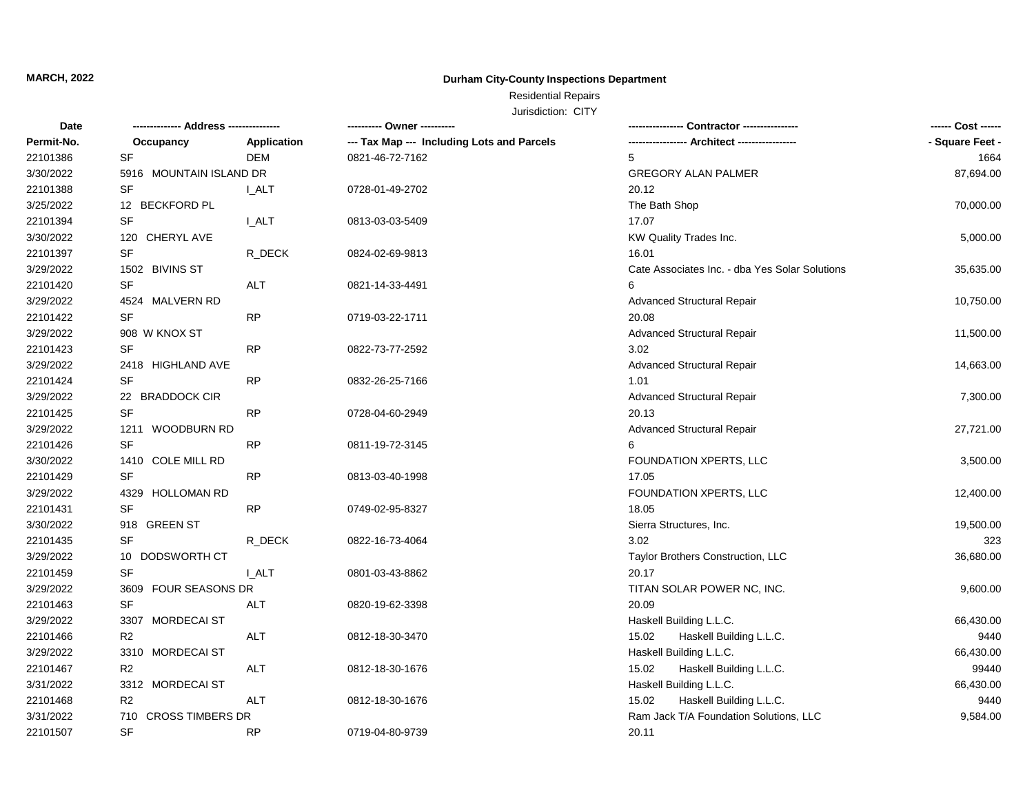**MARCH, 2022**

**Durham City-County Inspections Department**

Residential Repairs

Jurisdiction: CITY

| Date | ------------- Address -------------- | | ---------- Owner ---------- | --------------- Contractor --------------- | ------ Cost ------ |
|---|---|---|---|---|---|
| Permit-No. | Occupancy | Application | --- Tax Map --- Including Lots and Parcels | ---------------- Architect ---------------- | - Square Feet - |
| 22101386 | SF | DEM | 0821-46-72-7162 | 5 | 1664 |
| 3/30/2022 | 5916 MOUNTAIN ISLAND DR | | | GREGORY ALAN PALMER | 87,694.00 |
| 22101388 | SF | I_ALT | 0728-01-49-2702 | 20.12 | |
| 3/25/2022 | 12 BECKFORD PL | | | The Bath Shop | 70,000.00 |
| 22101394 | SF | I_ALT | 0813-03-03-5409 | 17.07 | |
| 3/30/2022 | 120 CHERYL AVE | | | KW Quality Trades Inc. | 5,000.00 |
| 22101397 | SF | R_DECK | 0824-02-69-9813 | 16.01 | |
| 3/29/2022 | 1502 BIVINS ST | | | Cate Associates Inc. - dba Yes Solar Solutions | 35,635.00 |
| 22101420 | SF | ALT | 0821-14-33-4491 | 6 | |
| 3/29/2022 | 4524 MALVERN RD | | | Advanced Structural Repair | 10,750.00 |
| 22101422 | SF | RP | 0719-03-22-1711 | 20.08 | |
| 3/29/2022 | 908 W KNOX ST | | | Advanced Structural Repair | 11,500.00 |
| 22101423 | SF | RP | 0822-73-77-2592 | 3.02 | |
| 3/29/2022 | 2418 HIGHLAND AVE | | | Advanced Structural Repair | 14,663.00 |
| 22101424 | SF | RP | 0832-26-25-7166 | 1.01 | |
| 3/29/2022 | 22 BRADDOCK CIR | | | Advanced Structural Repair | 7,300.00 |
| 22101425 | SF | RP | 0728-04-60-2949 | 20.13 | |
| 3/29/2022 | 1211 WOODBURN RD | | | Advanced Structural Repair | 27,721.00 |
| 22101426 | SF | RP | 0811-19-72-3145 | 6 | |
| 3/30/2022 | 1410 COLE MILL RD | | | FOUNDATION XPERTS, LLC | 3,500.00 |
| 22101429 | SF | RP | 0813-03-40-1998 | 17.05 | |
| 3/29/2022 | 4329 HOLLOMAN RD | | | FOUNDATION XPERTS, LLC | 12,400.00 |
| 22101431 | SF | RP | 0749-02-95-8327 | 18.05 | |
| 3/30/2022 | 918 GREEN ST | | | Sierra Structures, Inc. | 19,500.00 |
| 22101435 | SF | R_DECK | 0822-16-73-4064 | 3.02 | 323 |
| 3/29/2022 | 10 DODSWORTH CT | | | Taylor Brothers Construction, LLC | 36,680.00 |
| 22101459 | SF | I_ALT | 0801-03-43-8862 | 20.17 | |
| 3/29/2022 | 3609 FOUR SEASONS DR | | | TITAN SOLAR POWER NC, INC. | 9,600.00 |
| 22101463 | SF | ALT | 0820-19-62-3398 | 20.09 | |
| 3/29/2022 | 3307 MORDECAI ST | | | Haskell Building L.L.C. | 66,430.00 |
| 22101466 | R2 | ALT | 0812-18-30-3470 | 15.02 Haskell Building L.L.C. | 9440 |
| 3/29/2022 | 3310 MORDECAI ST | | | Haskell Building L.L.C. | 66,430.00 |
| 22101467 | R2 | ALT | 0812-18-30-1676 | 15.02 Haskell Building L.L.C. | 99440 |
| 3/31/2022 | 3312 MORDECAI ST | | | Haskell Building L.L.C. | 66,430.00 |
| 22101468 | R2 | ALT | 0812-18-30-1676 | 15.02 Haskell Building L.L.C. | 9440 |
| 3/31/2022 | 710 CROSS TIMBERS DR | | | Ram Jack T/A Foundation Solutions, LLC | 9,584.00 |
| 22101507 | SF | RP | 0719-04-80-9739 | 20.11 | |